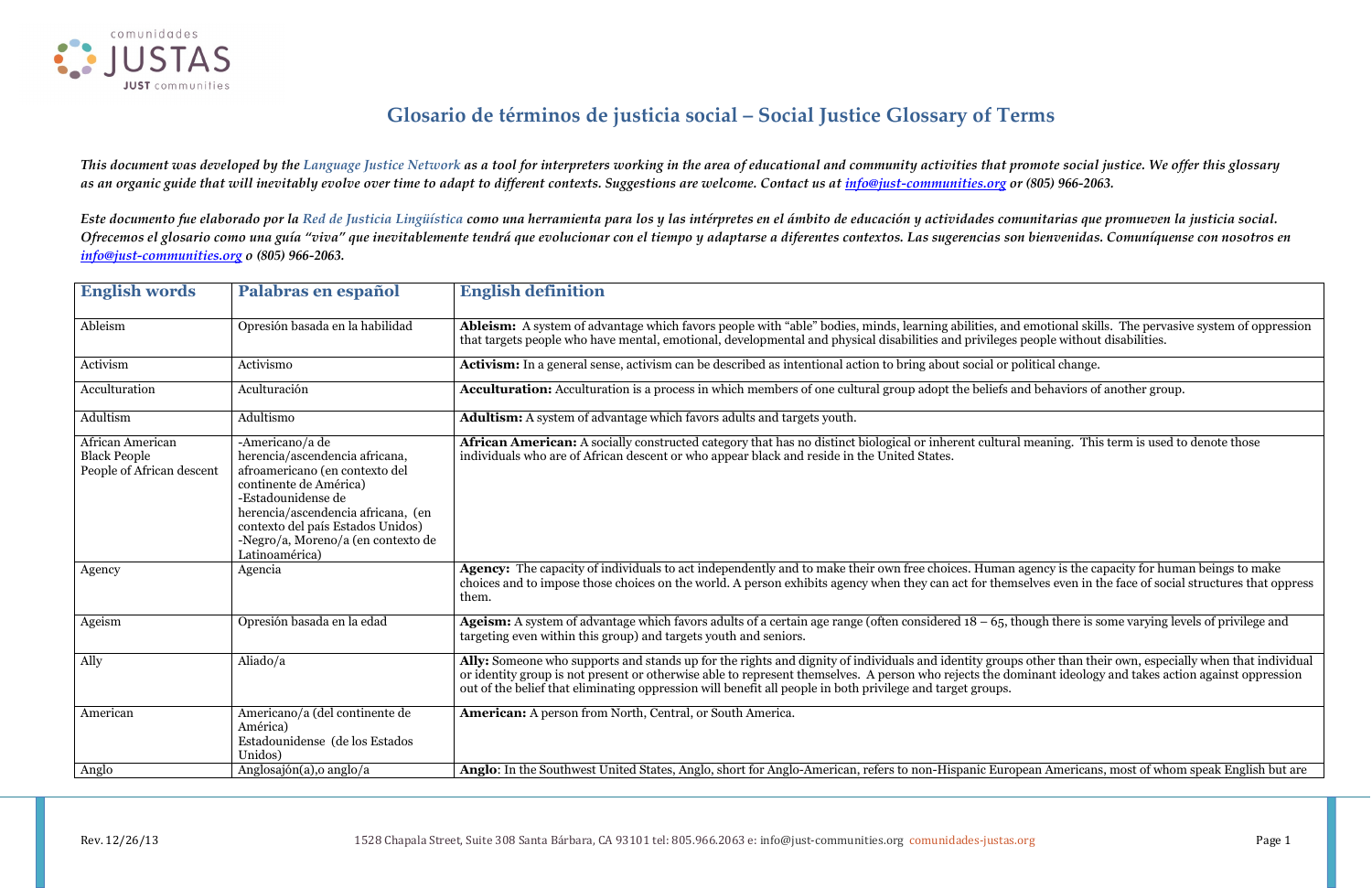# Glosario de términos de justicia social – Social Justice Glossary of Terms

*This document was developed by the Language Justice Network as a tool for interpreters working in the area of educational and community activities that promote social justice. We offer this glossary as an organic guide that will inevitably evolve over time to adapt to different contexts. Suggestions are welcome. Contact us at info@just-communities.org or (805) 966-2063.*

*Este documento fue elaborado por la Red de Justicia Lingüística como una herramienta para los y las intérpretes en el ámbito de educación y actividades comunitarias que promueven la justicia social. Ofrecemos el glosario como una guía "viva" que inevitablemente tendrá que evolucionar con el tiempo y adaptarse a diferentes contextos. Las sugerencias son bienvenidas. Comuníquense con nosotros en info@just-communities.org o (805) 966-2063.*

| English words | Palabras en español | English definition |
|---|---|---|
| Ableism | Opresión basada en la habilidad | **Ableism:** A system of advantage which favors people with "able" bodies, minds, learning abilities, and emotional skills. The pervasive system of oppression that targets people who have mental, emotional, developmental and physical disabilities and privileges people without disabilities. |
| Activism | Activismo | **Activism:** In a general sense, activism can be described as intentional action to bring about social or political change. |
| Acculturation | Aculturación | **Acculturation:** Acculturation is a process in which members of one cultural group adopt the beliefs and behaviors of another group. |
| Adultism | Adultismo | **Adultism:** A system of advantage which favors adults and targets youth. |
| African American<br>Black People<br>People of African descent | -Americano/a de herencia/ascendencia africana, afroamericano (en contexto del continente de América)<br>-Estadounidense de herencia/ascendencia africana, (en contexto del país Estados Unidos)<br>-Negro/a, Moreno/a (en contexto de Latinoamérica) | **African American:** A socially constructed category that has no distinct biological or inherent cultural meaning. This term is used to denote those individuals who are of African descent or who appear black and reside in the United States. |
| Agency | Agencia | **Agency:** The capacity of individuals to act independently and to make their own free choices. Human agency is the capacity for human beings to make choices and to impose those choices on the world. A person exhibits agency when they can act for themselves even in the face of social structures that oppress them. |
| Ageism | Opresión basada en la edad | **Ageism:** A system of advantage which favors adults of a certain age range (often considered 18 – 65, though there is some varying levels of privilege and targeting even within this group) and targets youth and seniors. |
| Ally | Aliado/a | **Ally:** Someone who supports and stands up for the rights and dignity of individuals and identity groups other than their own, especially when that individual or identity group is not present or otherwise able to represent themselves. A person who rejects the dominant ideology and takes action against oppression out of the belief that eliminating oppression will benefit all people in both privilege and target groups. |
| American | Americano/a (del continente de América)<br>Estadounidense (de los Estados Unidos) | **American:** A person from North, Central, or South America. |
| Anglo | Anglosajón(a),o anglo/a | **Anglo**: In the Southwest United States, Anglo, short for Anglo-American, refers to non-Hispanic European Americans, most of whom speak English but are |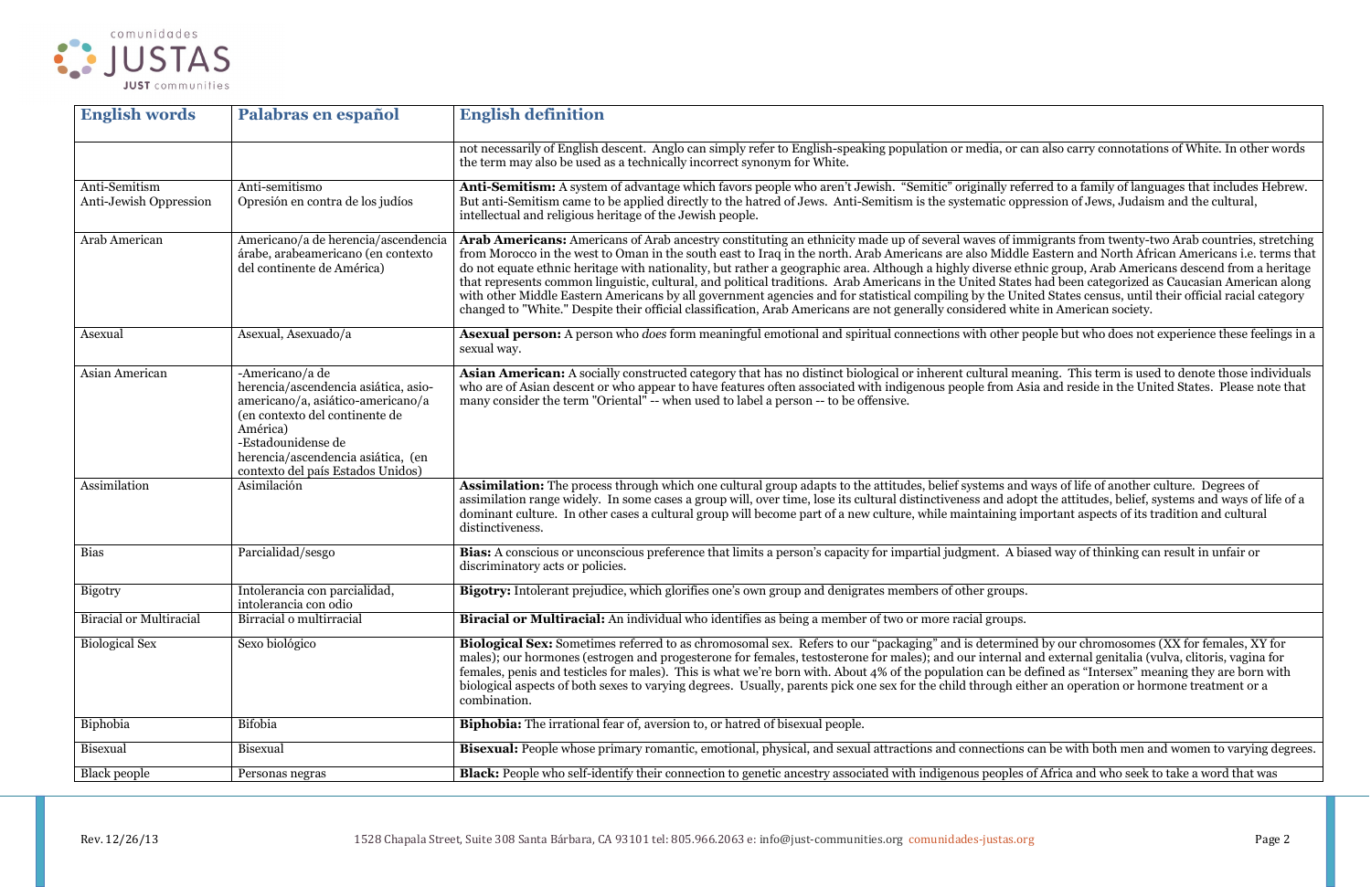| English words | Palabras en español | English definition |
|---|---|---|
| | | not necessarily of English descent. Anglo can simply refer to English-speaking population or media, or can also carry connotations of White. In other words the term may also be used as a technically incorrect synonym for White. |
| Anti-Semitism<br>Anti-Jewish Oppression | Anti-semitismo<br>Opresión en contra de los judíos | **Anti-Semitism:** A system of advantage which favors people who aren't Jewish. "Semitic" originally referred to a family of languages that includes Hebrew. But anti-Semitism came to be applied directly to the hatred of Jews. Anti-Semitism is the systematic oppression of Jews, Judaism and the cultural, intellectual and religious heritage of the Jewish people. |
| Arab American | Americano/a de herencia/ascendencia árabe, arabeamericano (en contexto del continente de América) | **Arab Americans:** Americans of Arab ancestry constituting an ethnicity made up of several waves of immigrants from twenty-two Arab countries, stretching from Morocco in the west to Oman in the south east to Iraq in the north. Arab Americans are also Middle Eastern and North African Americans i.e. terms that do not equate ethnic heritage with nationality, but rather a geographic area. Although a highly diverse ethnic group, Arab Americans descend from a heritage that represents common linguistic, cultural, and political traditions. Arab Americans in the United States had been categorized as Caucasian American along with other Middle Eastern Americans by all government agencies and for statistical compiling by the United States census, until their official racial category changed to "White." Despite their official classification, Arab Americans are not generally considered white in American society. |
| Asexual | Asexual, Asexuado/a | **Asexual person:** A person who *does* form meaningful emotional and spiritual connections with other people but who does not experience these feelings in a sexual way. |
| Asian American | -Americano/a de herencia/ascendencia asiática, asio-americano/a, asiático-americano/a (en contexto del continente de América)<br>-Estadounidense de herencia/ascendencia asiática, (en contexto del país Estados Unidos) | **Asian American:** A socially constructed category that has no distinct biological or inherent cultural meaning. This term is used to denote those individuals who are of Asian descent or who appear to have features often associated with indigenous people from Asia and reside in the United States. Please note that many consider the term "Oriental" -- when used to label a person -- to be offensive. |
| Assimilation | Asimilación | **Assimilation:** The process through which one cultural group adapts to the attitudes, belief systems and ways of life of another culture. Degrees of assimilation range widely. In some cases a group will, over time, lose its cultural distinctiveness and adopt the attitudes, belief, systems and ways of life of a dominant culture. In other cases a cultural group will become part of a new culture, while maintaining important aspects of its tradition and cultural distinctiveness. |
| Bias | Parcialidad/sesgo | **Bias:** A conscious or unconscious preference that limits a person's capacity for impartial judgment. A biased way of thinking can result in unfair or discriminatory acts or policies. |
| Bigotry | Intolerancia con parcialidad, intolerancia con odio | **Bigotry:** Intolerant prejudice, which glorifies one's own group and denigrates members of other groups. |
| Biracial or Multiracial | Birracial o multirracial | **Biracial or Multiracial:** An individual who identifies as being a member of two or more racial groups. |
| Biological Sex | Sexo biológico | **Biological Sex:** Sometimes referred to as chromosomal sex. Refers to our "packaging" and is determined by our chromosomes (XX for females, XY for males); our hormones (estrogen and progesterone for females, testosterone for males); and our internal and external genitalia (vulva, clitoris, vagina for females, penis and testicles for males). This is what we're born with. About 4% of the population can be defined as "Intersex" meaning they are born with biological aspects of both sexes to varying degrees. Usually, parents pick one sex for the child through either an operation or hormone treatment or a combination. |
| Biphobia | Bifobia | **Biphobia:** The irrational fear of, aversion to, or hatred of bisexual people. |
| Bisexual | Bisexual | **Bisexual:** People whose primary romantic, emotional, physical, and sexual attractions and connections can be with both men and women to varying degrees. |
| Black people | Personas negras | **Black:** People who self-identify their connection to genetic ancestry associated with indigenous peoples of Africa and who seek to take a word that was |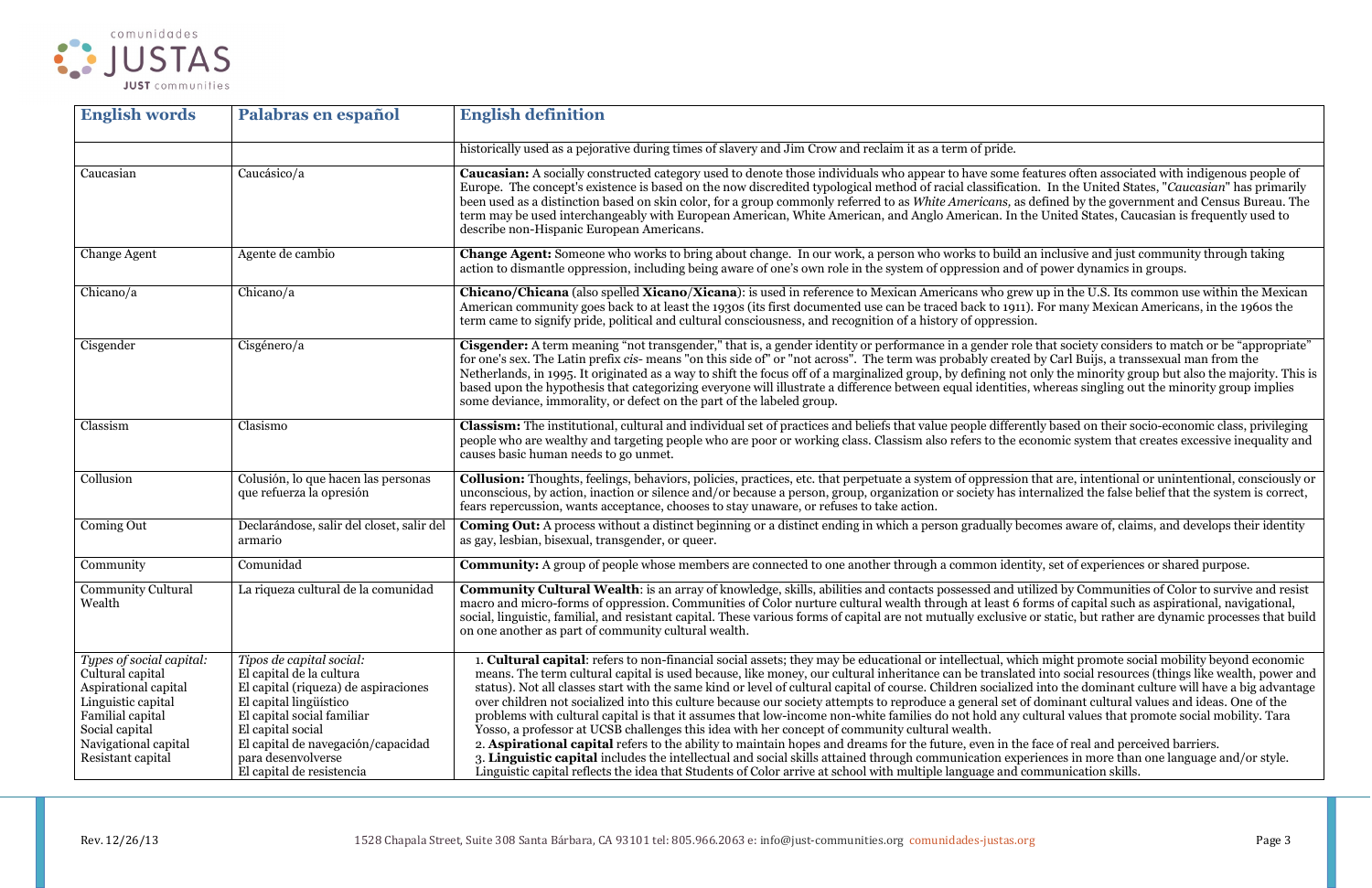| English words | Palabras en español | English definition |
|---|---|---|
| | | historically used as a pejorative during times of slavery and Jim Crow and reclaim it as a term of pride. |
| Caucasian | Caucásico/a | **Caucasian:** A socially constructed category used to describe those individuals who appear to have some features often associated with indigenous people of Europe. The concept's existence is based on the now discredited typological method of racial classification. In the United States, "*Caucasian*" has primarily been used as a distinction based on skin color, for a group commonly referred to as *White Americans*, as defined by the government and Census Bureau. The term may be used interchangeably with European American, White American, and Anglo American. In the United States, Caucasian is frequently used to describe non-Hispanic European Americans. |
| Change Agent | Agente de cambio | **Change Agent:** Someone who works to bring about change. In our work, a person who works to build an inclusive and just community through taking action to dismantle oppression, including being aware of one's own role in the system of oppression and of power dynamics in groups. |
| Chicano/a | Chicano/a | **Chicano/Chicana** (also spelled **Xicano/Xicana**): is used in reference to Mexican Americans who grew up in the U.S. Its common use within the Mexican American community goes back to at least the 1930s (its first documented use can be traced back to 1911). For many Mexican Americans, in the 1960s the term came to signify pride, political and cultural consciousness, and recognition of a history of oppression. |
| Cisgender | Cisgénero/a | **Cisgender:** A term meaning "not transgender," that is, a gender identity or performance in a gender role that society considers to match or be "appropriate" for one's sex. The Latin prefix *cis*- means "on this side of" or "not across". The term was probably created by Carl Buijs, a transsexual man from the Netherlands, in 1995. It originated as a way to shift the focus off of a marginalized group, by defining not only the minority group but also the majority. This is based upon the hypothesis that categorizing everyone will illustrate a difference between equal identities, whereas singling out the minority group implies some deviance, immorality, or defect on the part of the labeled group. |
| Classism | Clasismo | **Classism:** The institutional, cultural and individual set of practices and beliefs that value people differently based on their socio-economic class, privileging people who are wealthy and targeting people who are poor or working class. Classism also refers to the economic system that creates excessive inequality and causes basic human needs to go unmet. |
| Collusion | Colusión, lo que hacen las personas que refuerza la opresión | **Collusion:** Thoughts, feelings, behaviors, policies, practices, etc. that perpetuate a system of oppression that are, intentional or unintentional, consciously or unconscious, by action, inaction or silence and/or because a person, group, organization or society has internalized the false belief that the system is correct, fears repercussion, wants acceptance, chooses to stay unaware, or refuses to take action. |
| Coming Out | Declarándose, salir del closet, salir del armario | **Coming Out:** A process without a distinct beginning or a distinct ending in which a person gradually becomes aware of, claims, and develops their identity as gay, lesbian, bisexual, transgender, or queer. |
| Community | Comunidad | **Community:** A group of people whose members are connected to one another through a common identity, set of experiences or shared purpose. |
| Community Cultural Wealth | La riqueza cultural de la comunidad | **Community Cultural Wealth**: is an array of knowledge, skills, abilities and contacts possessed and utilized by Communities of Color to survive and resist macro and micro-forms of oppression. Communities of Color nurture cultural wealth through at least 6 forms of capital such as aspirational, navigational, social, linguistic, familial, and resistant capital. These various forms of capital are not mutually exclusive or static, but rather are dynamic processes that build on one another as part of community cultural wealth. |
| *Types of social capital:*<br>Cultural capital<br>Aspirational capital<br>Linguistic capital<br>Familial capital<br>Social capital<br>Navigational capital<br>Resistant capital | *Tipos de capital social:*<br>El capital de la cultura<br>El capital (riqueza) de aspiraciones<br>El capital lingüístico<br>El capital social familiar<br>El capital social<br>El capital de navegación/capacidad para desenvolverse<br>El capital de resistencia | 1. **Cultural capital**: refers to non-financial social assets; they may be educational or intellectual, which might promote social mobility beyond economic means. The term cultural capital is used because, like money, our cultural inheritance can be translated into social resources (things like wealth, power and status). Not all classes start with the same kind or level of cultural capital of course. Children socialized into the dominant culture will have a big advantage over children not socialized into this culture because our society attempts to reproduce a general set of dominant cultural values and ideas. One of the problems with cultural capital is that it assumes that low-income non-white families do not hold any cultural values that promote social mobility. Tara Yosso, a professor at UCSB challenges this idea with her concept of community cultural wealth.<br>2. **Aspirational capital** refers to the ability to maintain hopes and dreams for the future, even in the face of real and perceived barriers.<br>3. **Linguistic capital** includes the intellectual and social skills attained through communication experiences in more than one language and/or style. Linguistic capital reflects the idea that Students of Color arrive at school with multiple language and communication skills. |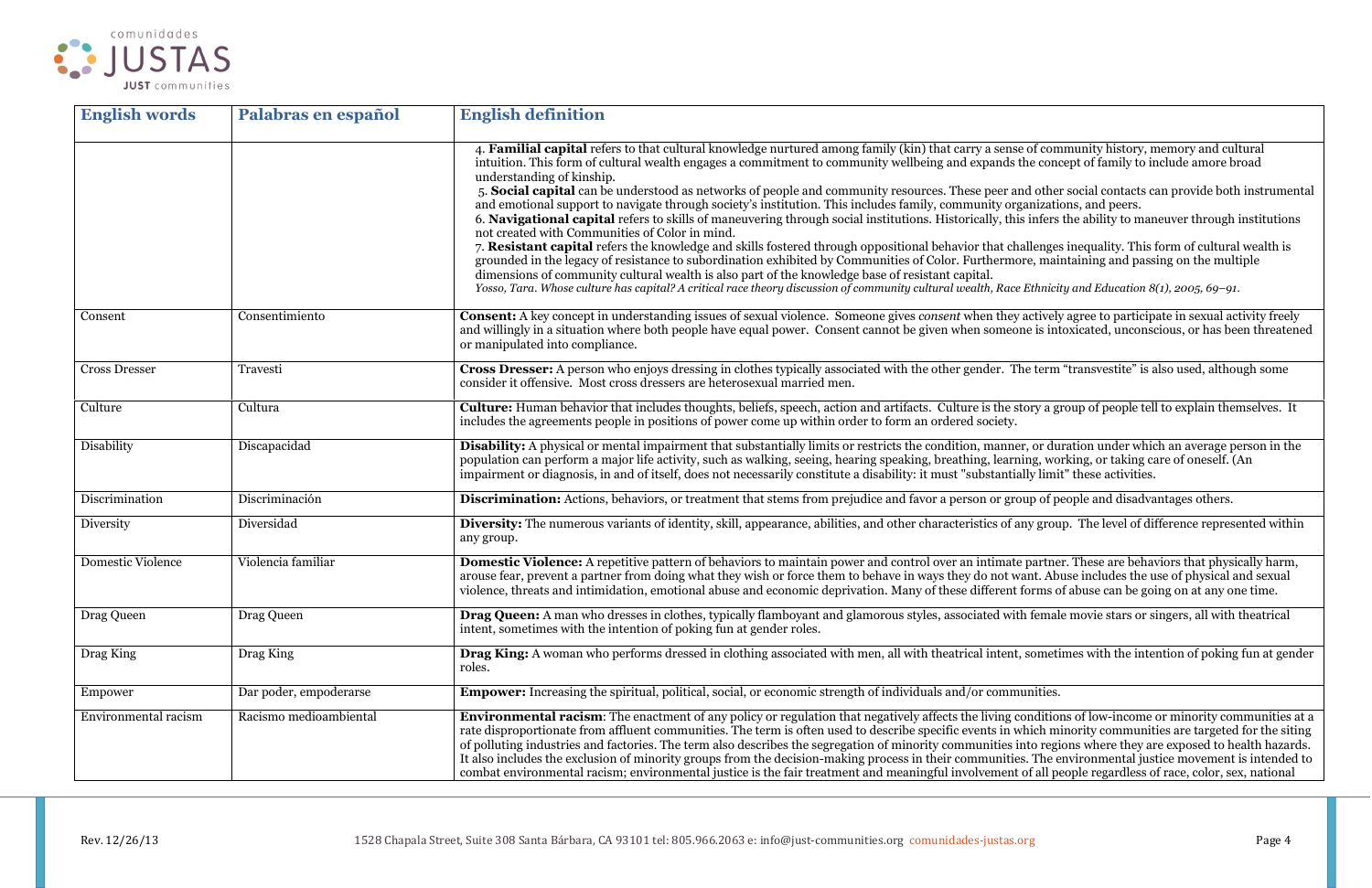| English words | Palabras en español | English definition |
|---|---|---|
| | | 4. **Familial capital** refers to that cultural knowledge nurtured among family (kin) that carry a sense of community history, memory and cultural intuition. This form of cultural wealth engages a commitment to community wellbeing and expands the concept of family to include amore broad understanding of kinship.<br>5. **Social capital** can be understood as networks of people and community resources. These peer and other social contacts can provide both instrumental and emotional support to navigate through society's institution. This includes family, community organizations, and peers.<br>6. **Navigational capital** refers to skills of maneuvering through social institutions. Historically, this infers the ability to maneuver through institutions not created with Communities of Color in mind.<br>7. **Resistant capital** refers the knowledge and skills fostered through oppositional behavior that challenges inequality. This form of cultural wealth is grounded in the legacy of resistance to subordination exhibited by Communities of Color. Furthermore, maintaining and passing on the multiple dimensions of community cultural wealth is also part of the knowledge base of resistant capital.<br>*Yosso, Tara. Whose culture has capital? A critical race theory discussion of community cultural wealth, Race Ethnicity and Education 8(1), 2005, 69–91.* |
| Consent | Consentimiento | **Consent:** A key concept in understanding issues of sexual violence. Someone gives *consent* when they actively agree to participate in sexual activity freely and willingly in a situation where both people have equal power. Consent cannot be given when someone is intoxicated, unconscious, or has been threatened or manipulated into compliance. |
| Cross Dresser | Travesti | **Cross Dresser:** A person who enjoys dressing in clothes typically associated with the other gender. The term "transvestite" is also used, although some consider it offensive. Most cross dressers are heterosexual married men. |
| Culture | Cultura | **Culture:** Human behavior that includes thoughts, beliefs, speech, action and artifacts. Culture is the story a group of people tell to explain themselves. It includes the agreements people in positions of power come up within order to form an ordered society. |
| Disability | Discapacidad | **Disability:** A physical or mental impairment that substantially limits or restricts the condition, manner, or duration under which an average person in the population can perform a major life activity, such as walking, seeing, hearing speaking, breathing, learning, working, or taking care of oneself. (An impairment or diagnosis, in and of itself, does not necessarily constitute a disability: it must "substantially limit" these activities. |
| Discrimination | Discriminación | **Discrimination:** Actions, behaviors, or treatment that stems from prejudice and favor a person or group of people and disadvantages others. |
| Diversity | Diversidad | **Diversity:** The numerous variants of identity, skill, appearance, abilities, and other characteristics of any group. The level of difference represented within any group. |
| Domestic Violence | Violencia familiar | **Domestic Violence:** A repetitive pattern of behaviors to maintain power and control over an intimate partner. These are behaviors that physically harm, arouse fear, prevent a partner from doing what they wish or force them to behave in ways they do not want. Abuse includes the use of physical and sexual violence, threats and intimidation, emotional abuse and economic deprivation. Many of these different forms of abuse can be going on at any one time. |
| Drag Queen | Drag Queen | **Drag Queen:** A man who dresses in clothes, typically flamboyant and glamorous styles, associated with female movie stars or singers, all with theatrical intent, sometimes with the intention of poking fun at gender roles. |
| Drag King | Drag King | **Drag King:** A woman who performs dressed in clothing associated with men, all with theatrical intent, sometimes with the intention of poking fun at gender roles. |
| Empower | Dar poder, empoderarse | **Empower:** Increasing the spiritual, political, social, or economic strength of individuals and/or communities. |
| Environmental racism | Racismo medioambiental | **Environmental racism**: The enactment of any policy or regulation that negatively affects the living conditions of low-income or minority communities at a rate disproportionate from affluent communities. The term is often used to describe specific events in which minority communities are targeted for the siting of polluting industries and factories. The term also describes the segregation of minority communities into regions where they are exposed to health hazards. It also includes the exclusion of minority groups from the decision-making process in their communities. The environmental justice movement is intended to combat environmental racism; environmental justice is the fair treatment and meaningful involvement of all people regardless of race, color, sex, national |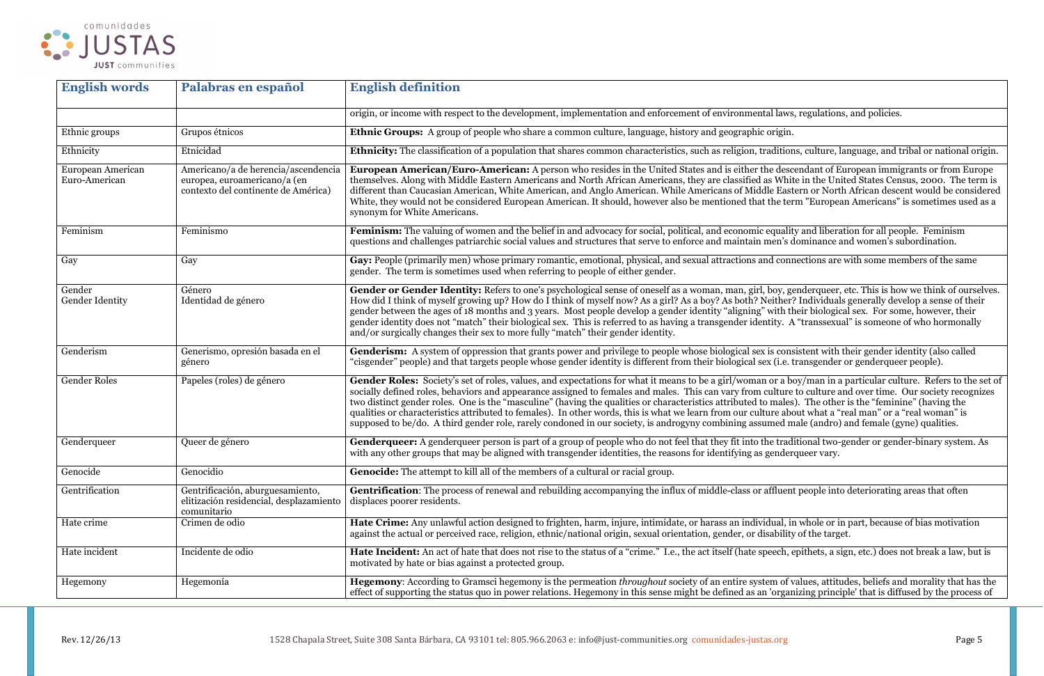| English words | Palabras en español | English definition |
|---|---|---|
| | | origin, or income with respect to the development, implementation and enforcement of environmental laws, regulations, and policies. |
| Ethnic groups | Grupos étnicos | **Ethnic Groups:** A group of people who share a common culture, language, history and geographic origin. |
| Ethnicity | Etnicidad | **Ethnicity:** The classification of a population that shares common characteristics, such as religion, traditions, culture, language, and tribal or national origin. |
| European American<br>Euro-American | Americano/a de herencia/ascendencia europea, euroamericano/a (en contexto del continente de América) | **European American/Euro-American:** A person who resides in the United States and is either the descendant of European immigrants or from Europe themselves. Along with Middle Eastern Americans and North African Americans, they are classified as White in the United States Census, 2000. The term is different than Caucasian American, White American, and Anglo American. While Americans of Middle Eastern or North African descent would be considered White, they would not be considered European American. It should, however also be mentioned that the term "European Americans" is sometimes used as a synonym for White Americans. |
| Feminism | Feminismo | **Feminism:** The valuing of women and the belief in and advocacy for social, political, and economic equality and liberation for all people. Feminism questions and challenges patriarchic social values and structures that serve to enforce and maintain men's dominance and women's subordination. |
| Gay | Gay | **Gay:** People (primarily men) whose primary romantic, emotional, physical, and sexual attractions and connections are with some members of the same gender. The term is sometimes used when referring to people of either gender. |
| Gender<br>Gender Identity | Género<br>Identidad de género | **Gender or Gender Identity:** Refers to one's psychological sense of oneself as a woman, man, girl, boy, genderqueer, etc. This is how we think of ourselves. How did I think of myself growing up? How do I think of myself now? As a girl? As a boy? As both? Neither? Individuals generally develop a sense of their gender between the ages of 18 months and 3 years. Most people develop a gender identity "aligning" with their biological sex. For some, however, their gender identity does not "match" their biological sex. This is referred to as having a transgender identity. A "transsexual" is someone of who hormonally and/or surgically changes their sex to more fully "match" their gender identity. |
| Genderism | Generismo, opresión basada en el género | **Genderism:** A system of oppression that grants power and privilege to people whose biological sex is consistent with their gender identity (also called "cisgender" people) and that targets people whose gender identity is different from their biological sex (i.e. transgender or genderqueer people). |
| Gender Roles | Papeles (roles) de género | **Gender Roles:** Society's set of roles, values, and expectations for what it means to be a girl/woman or a boy/man in a particular culture. Refers to the set of socially defined roles, behaviors and appearance assigned to females and males. This can vary from culture to culture and over time. Our society recognizes two distinct gender roles. One is the "masculine" (having the qualities or characteristics attributed to males). The other is the "feminine" (having the qualities or characteristics attributed to females). In other words, this is what we learn from our culture about what a "real man" or a "real woman" is supposed to be/do. A third gender role, rarely condoned in our society, is androgyny combining assumed male (andro) and female (gyne) qualities. |
| Genderqueer | Queer de género | **Genderqueer:** A genderqueer person is part of a group of people who do not feel that they fit into the traditional two-gender or gender-binary system. As with any other groups that may be aligned with transgender identities, the reasons for identifying as genderqueer vary. |
| Genocide | Genocidio | **Genocide:** The attempt to kill all of the members of a cultural or racial group. |
| Gentrification | Gentrificación, aburguesamiento, elitización residencial, desplazamiento comunitario | **Gentrification**: The process of renewal and rebuilding accompanying the influx of middle-class or affluent people into deteriorating areas that often displaces poorer residents. |
| Hate crime | Crimen de odio | **Hate Crime:** Any unlawful action designed to frighten, harm, injure, intimidate, or harass an individual, in whole or in part, because of bias motivation against the actual or perceived race, religion, ethnic/national origin, sexual orientation, gender, or disability of the target. |
| Hate incident | Incidente de odio | **Hate Incident:** An act of hate that does not rise to the status of a "crime." I.e., the act itself (hate speech, epithets, a sign, etc.) does not break a law, but is motivated by hate or bias against a protected group. |
| Hegemony | Hegemonía | **Hegemony**: According to Gramsci hegemony is the permeation *throughout* society of an entire system of values, attitudes, beliefs and morality that has the effect of supporting the status quo in power relations. Hegemony in this sense might be defined as an 'organizing principle' that is diffused by the process of |

Rev. 12/26/13 1528 Chapala Street, Suite 308 Santa Bárbara, CA 93101 tel: 805.966.2063 e: info@just-communities.org comunidades-justas.org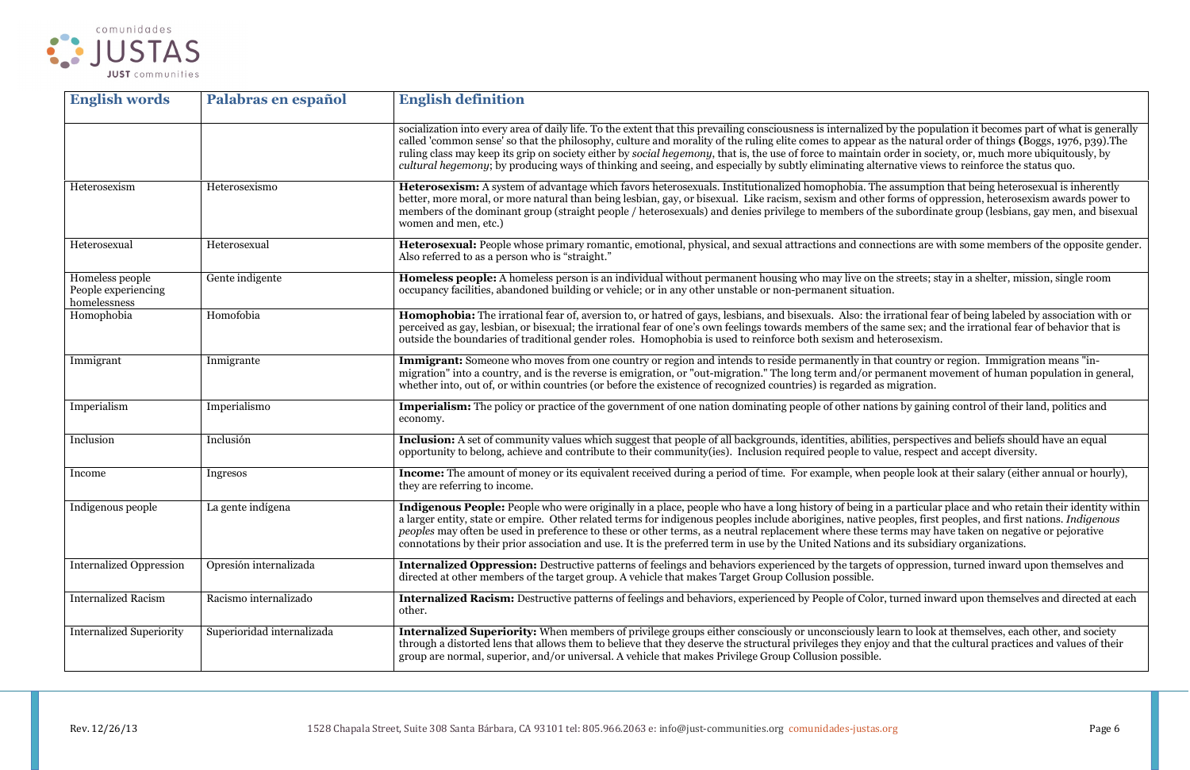| English words | Palabras en español | English definition |
|---|---|---|
| | | socialization into every area of daily life. To the extent that this prevailing consciousness is internalized by the population it becomes part of what is generally called 'common sense' so that the philosophy, culture and morality of the ruling elite comes to appear as the natural order of things **(**Boggs, 1976, p39).The ruling class may keep its grip on society either by *social hegemony*, that is, the use of force to maintain order in society, or, much more ubiquitously, by *cultural hegemony*; by producing ways of thinking and seeing, and especially by subtly eliminating alternative views to reinforce the status quo. |
| Heterosexism | Heterosexismo | **Heterosexism:** A system of advantage which favors heterosexuals. Institutionalized homophobia. The assumption that being heterosexual is inherently better, more moral, or more natural than being lesbian, gay, or bisexual. Like racism, sexism and other forms of oppression, heterosexism awards power to members of the dominant group (straight people / heterosexuals) and denies privilege to members of the subordinate group (lesbians, gay men, and bisexual women and men, etc.) |
| Heterosexual | Heterosexual | **Heterosexual:** People whose primary romantic, emotional, physical, and sexual attractions and connections are with some members of the opposite gender. Also referred to as a person who is "straight." |
| Homeless people<br>People experiencing homelessness | Gente indigente | **Homeless people:** A homeless person is an individual without permanent housing who may live on the streets; stay in a shelter, mission, single room occupancy facilities, abandoned building or vehicle; or in any other unstable or non-permanent situation. |
| Homophobia | Homofobia | **Homophobia:** The irrational fear of, aversion to, or hatred of gays, lesbians, and bisexuals. Also: the irrational fear of being labeled by association with or perceived as gay, lesbian, or bisexual; the irrational fear of one's own feelings towards members of the same sex; and the irrational fear of behavior that is outside the boundaries of traditional gender roles. Homophobia is used to reinforce both sexism and heterosexism. |
| Immigrant | Inmigrante | **Immigrant:** Someone who moves from one country or region and intends to reside permanently in that country or region. Immigration means "in-migration" into a country, and is the reverse is emigration, or "out-migration." The long term and/or permanent movement of human population in general, whether into, out of, or within countries (or before the existence of recognized countries) is regarded as migration. |
| Imperialism | Imperialismo | **Imperialism:** The policy or practice of the government of one nation dominating people of other nations by gaining control of their land, politics and economy. |
| Inclusion | Inclusión | **Inclusion:** A set of community values which suggest that people of all backgrounds, identities, abilities, perspectives and beliefs should have an equal opportunity to belong, achieve and contribute to their community(ies). Inclusion required people to value, respect and accept diversity. |
| Income | Ingresos | **Income:** The amount of money or its equivalent received during a period of time. For example, when people look at their salary (either annual or hourly), they are referring to income. |
| Indigenous people | La gente indígena | **Indigenous People:** People who were originally in a place, people who have a long history of being in a particular place and who retain their identity within a larger entity, state or empire. Other related terms for indigenous peoples include aborigines, native peoples, first peoples, and first nations. *Indigenous peoples* may often be used in preference to these or other terms, as a neutral replacement where these terms may have taken on negative or pejorative connotations by their prior association and use. It is the preferred term in use by the United Nations and its subsidiary organizations. |
| Internalized Oppression | Opresión internalizada | **Internalized Oppression:** Destructive patterns of feelings and behaviors experienced by the targets of oppression, turned inward upon themselves and directed at other members of the target group. A vehicle that makes Target Group Collusion possible. |
| Internalized Racism | Racismo internalizado | **Internalized Racism:** Destructive patterns of feelings and behaviors, experienced by People of Color, turned inward upon themselves and directed at each other. |
| Internalized Superiority | Superioridad internalizada | **Internalized Superiority:** When members of privilege groups either consciously or unconsciously learn to look at themselves, each other, and society through a distorted lens that allows them to believe that they deserve the structural privileges they enjoy and that the cultural practices and values of their group are normal, superior, and/or universal. A vehicle that makes Privilege Group Collusion possible. |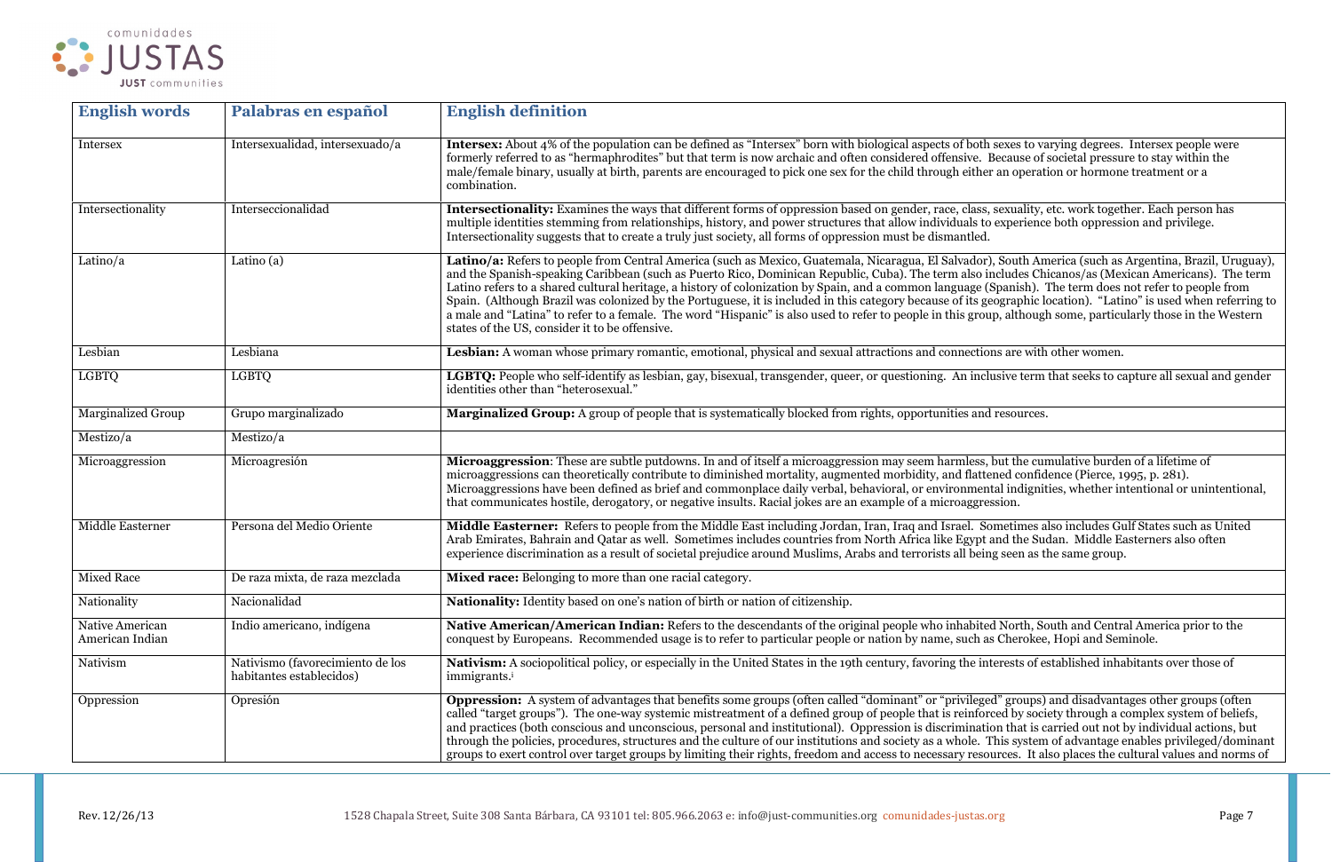| English words | Palabras en español | English definition |
|---|---|---|
| Intersex | Intersexualidad, intersexuado/a | **Intersex:** About 4% of the population can be defined as "Intersex" born with biological aspects of both sexes to varying degrees. Intersex people were formerly referred to as "hermaphrodites" but that term is now archaic and often considered offensive. Because of societal pressure to stay within the male/female binary, usually at birth, parents are encouraged to pick one sex for the child through either an operation or hormone treatment or a combination. |
| Intersectionality | Interseccionalidad | **Intersectionality:** Examines the ways that different forms of oppression based on gender, race, class, sexuality, etc. work together. Each person has multiple identities stemming from relationships, history, and power structures that allow individuals to experience both oppression and privilege. Intersectionality suggests that to create a truly just society, all forms of oppression must be dismantled. |
| Latino/a | Latino (a) | **Latino/a:** Refers to people from Central America (such as Mexico, Guatemala, Nicaragua, El Salvador), South America (such as Argentina, Brazil, Uruguay), and the Spanish-speaking Caribbean (such as Puerto Rico, Dominican Republic, Cuba). The term also includes Chicanos/as (Mexican Americans). The term Latino refers to a shared cultural heritage, a history of colonization by Spain, and a common language (Spanish). The term does not refer to people from Spain. (Although Brazil was colonized by the Portuguese, it is included in this category because of its geographic location). "Latino" is used when referring to a male and "Latina" to refer to a female. The word "Hispanic" is also used to refer to people in this group, although some, particularly those in the Western states of the US, consider it to be offensive. |
| Lesbian | Lesbiana | **Lesbian:** A woman whose primary romantic, emotional, physical and sexual attractions and connections are with other women. |
| LGBTQ | LGBTQ | **LGBTQ:** People who self-identify as lesbian, gay, bisexual, transgender, queer, or questioning. An inclusive term that seeks to capture all sexual and gender identities other than "heterosexual." |
| Marginalized Group | Grupo marginalizado | **Marginalized Group:** A group of people that is systematically blocked from rights, opportunities and resources. |
| Mestizo/a | Mestizo/a | |
| Microaggression | Microagresión | **Microaggression**: These are subtle putdowns. In and of itself a microaggression may seem harmless, but the cumulative burden of a lifetime of microaggressions can theoretically contribute to diminished mortality, augmented morbidity, and flattened confidence (Pierce, 1995, p. 281). Microaggressions have been defined as brief and commonplace daily verbal, behavioral, or environmental indignities, whether intentional or unintentional, that communicates hostile, derogatory, or negative insults. Racial jokes are an example of a microaggression. |
| Middle Easterner | Persona del Medio Oriente | **Middle Easterner:** Refers to people from the Middle East including Jordan, Iran, Iraq and Israel. Sometimes also includes Gulf States such as United Arab Emirates, Bahrain and Qatar as well. Sometimes includes countries from North Africa like Egypt and the Sudan. Middle Easterners also often experience discrimination as a result of societal prejudice around Muslims, Arabs and terrorists all being seen as the same group. |
| Mixed Race | De raza mixta, de raza mezclada | **Mixed race:** Belonging to more than one racial category. |
| Nationality | Nacionalidad | **Nationality:** Identity based on one's nation of birth or nation of citizenship. |
| Native American American Indian | Indio americano, indígena | **Native American/American Indian:** Refers to the descendants of the original people who inhabited North, South and Central America prior to the conquest by Europeans. Recommended usage is to refer to particular people or nation by name, such as Cherokee, Hopi and Seminole. |
| Nativism | Nativismo (favorecimiento de los habitantes establecidos) | **Nativism:** A sociopolitical policy, or especially in the United States in the 19th century, favoring the interests of established inhabitants over those of immigrants.[i] |
| Oppression | Opresión | **Oppression:** A system of advantages that benefits some groups (often called "dominant" or "privileged" groups) and disadvantages other groups (often called "target groups"). The one-way systemic mistreatment of a defined group of people that is reinforced by society through a complex system of beliefs, and practices (both conscious and unconscious, personal and institutional). Oppression is discrimination that is carried out not by individual actions, but through the policies, procedures, structures and the culture of our institutions and society as a whole. This system of advantage enables privileged/dominant groups to exert control over target groups by limiting their rights, freedom and access to necessary resources. It also places the cultural values and norms of |

Rev. 12/26/13 1528 Chapala Street, Suite 308 Santa Bárbara, CA 93101 tel: 805.966.2063 e: info@just-communities.org comunidades-justas.org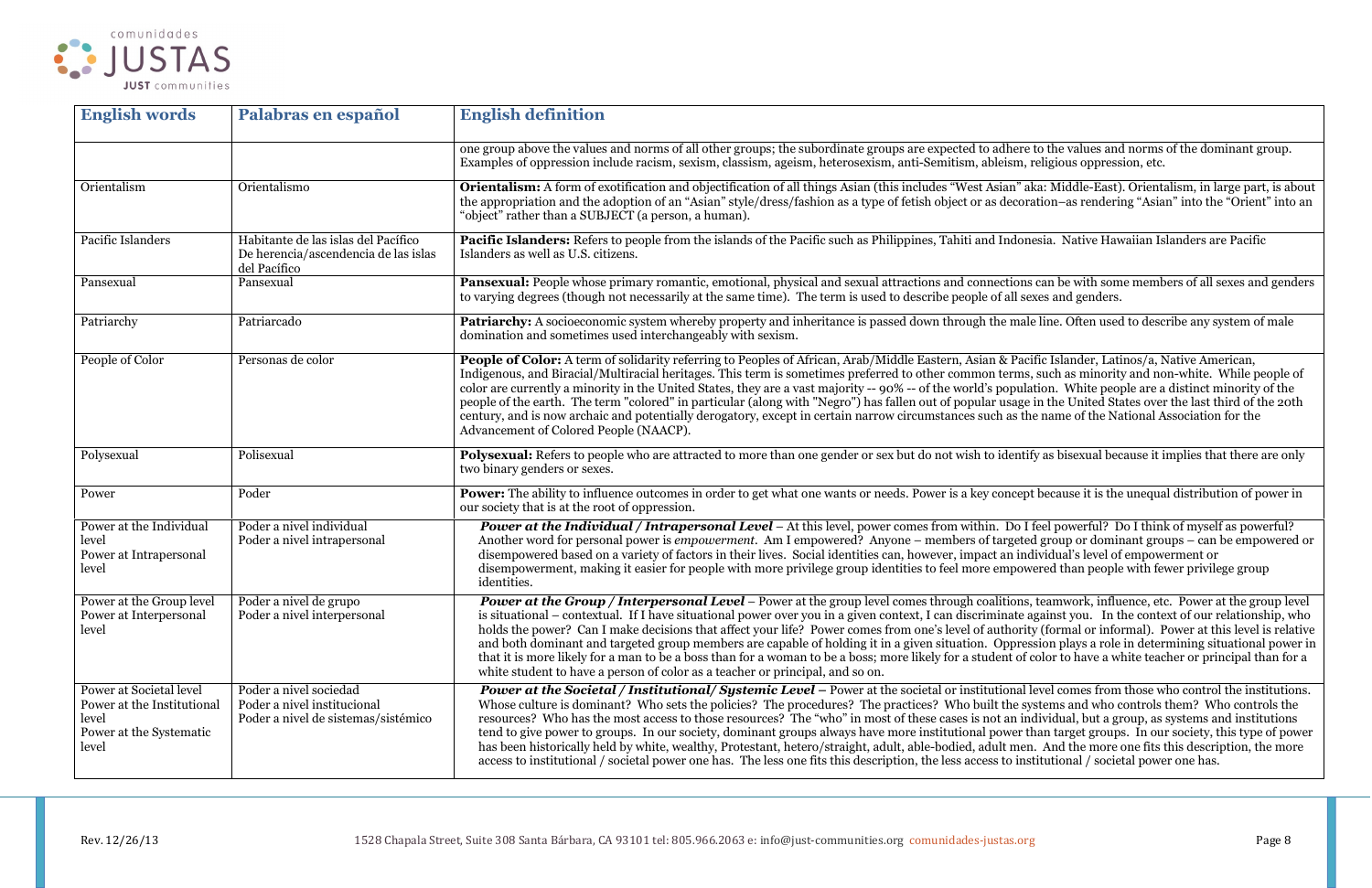| English words | Palabras en español | English definition |
|---|---|---|
| | | one group above the values and norms of all other groups; the subordinate groups are expected to adhere to the values and norms of the dominant group. Examples of oppression include racism, sexism, classism, ageism, heterosexism, anti-Semitism, ableism, religious oppression, etc. |
| Orientalism | Orientalismo | **Orientalism:** A form of exotification and objectification of all things Asian (this includes "West Asian" aka: Middle-East). Orientalism, in large part, is about the appropriation and the adoption of an "Asian" style/dress/fashion as a type of fetish object or as decoration–as rendering "Asian" into the "Orient" into an "object" rather than a SUBJECT (a person, a human). |
| Pacific Islanders | Habitante de las islas del Pacífico<br>De herencia/ascendencia de las islas del Pacífico | **Pacific Islanders:** Refers to people from the islands of the Pacific such as Philippines, Tahiti and Indonesia. Native Hawaiian Islanders are Pacific Islanders as well as U.S. citizens. |
| Pansexual | Pansexual | **Pansexual:** People whose primary romantic, emotional, physical and sexual attractions and connections can be with some members of all sexes and genders to varying degrees (though not necessarily at the same time). The term is used to describe people of all sexes and genders. |
| Patriarchy | Patriarcado | **Patriarchy:** A socioeconomic system whereby property and inheritance is passed down through the male line. Often used to describe any system of male domination and sometimes used interchangeably with sexism. |
| People of Color | Personas de color | **People of Color:** A term of solidarity referring to Peoples of African, Arab/Middle Eastern, Asian & Pacific Islander, Latinos/a, Native American, Indigenous, and Biracial/Multiracial heritages. This term is sometimes preferred to other common terms, such as minority and non-white. While people of color are currently a minority in the United States, they are a vast majority -- 90% -- of the world's population. White people are a distinct minority of the people of the earth. The term "colored" in particular (along with "Negro") has fallen out of popular usage in the United States over the last third of the 20th century, and is now archaic and potentially derogatory, except in certain narrow circumstances such as the name of the National Association for the Advancement of Colored People (NAACP). |
| Polysexual | Polisexual | **Polysexual:** Refers to people who are attracted to more than one gender or sex but do not wish to identify as bisexual because it implies that there are only two binary genders or sexes. |
| Power | Poder | **Power:** The ability to influence outcomes in order to get what one wants or needs. Power is a key concept because it is the unequal distribution of power in our society that is at the root of oppression. |
| Power at the Individual level<br>Power at Intrapersonal level | Poder a nivel individual<br>Poder a nivel intrapersonal | ***Power at the Individual / Intrapersonal Level*** – At this level, power comes from within. Do I feel powerful? Do I think of myself as powerful? Another word for personal power is *empowerment*. Am I empowered? Anyone – members of targeted group or dominant groups – can be empowered or disempowered based on a variety of factors in their lives. Social identities can, however, impact an individual's level of empowerment or disempowerment, making it easier for people with more privilege group identities to feel more empowered than people with fewer privilege group identities. |
| Power at the Group level<br>Power at Interpersonal level | Poder a nivel de grupo<br>Poder a nivel interpersonal | ***Power at the Group / Interpersonal Level*** – Power at the group level comes through coalitions, teamwork, influence, etc. Power at the group level is situational – contextual. If I have situational power over you in a given context, I can discriminate against you. In the context of our relationship, who holds the power? Can I make decisions that affect your life? Power comes from one's level of authority (formal or informal). Power at this level is relative and both dominant and targeted group members are capable of holding it in a given situation. Oppression plays a role in determining situational power in that it is more likely for a man to be a boss than for a woman to be a boss; more likely for a student of color to have a white teacher or principal than for a white student to have a person of color as a teacher or principal, and so on. |
| Power at Societal level<br>Power at the Institutional level<br>Power at the Systematic level | Poder a nivel sociedad<br>Poder a nivel institucional<br>Poder a nivel de sistemas/sistémico | ***Power at the Societal / Institutional/ Systemic Level*** – Power at the societal or institutional level comes from those who control the institutions. Whose culture is dominant? Who sets the policies? The procedures? The practices? Who built the systems and who controls them? Who controls the resources? Who has the most access to those resources? The "who" in most of these cases is not an individual, but a group, as systems and institutions tend to give power to groups. In our society, dominant groups always have more institutional power than target groups. In our society, this type of power has been historically held by white, wealthy, Protestant, hetero/straight, adult, able-bodied, adult men. And the more one fits this description, the more access to institutional / societal power one has. The less one fits this description, the less access to institutional / societal power one has. |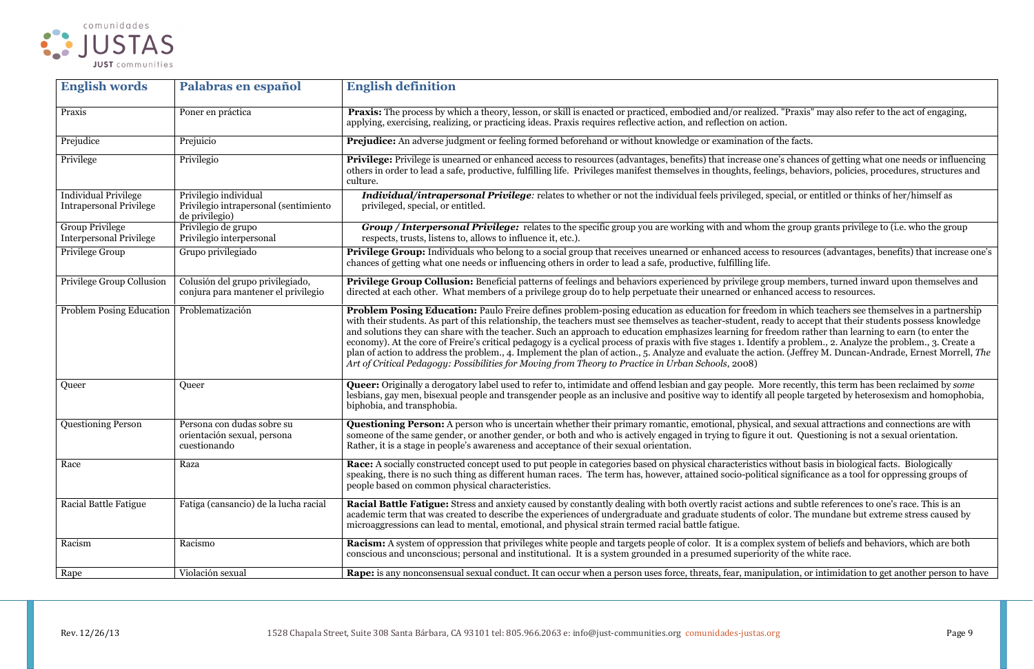| English words | Palabras en español | English definition |
|---|---|---|
| Praxis | Poner en práctica | **Praxis:** The process by which a theory, lesson, or skill is enacted or practiced, embodied and/or realized. "Praxis" may also refer to the act of engaging, applying, exercising, realizing, or practicing ideas. Praxis requires reflective action, and reflection on action. |
| Prejudice | Prejuicio | **Prejudice:** An adverse judgment or feeling formed beforehand or without knowledge or examination of the facts. |
| Privilege | Privilegio | **Privilege:** Privilege is unearned or enhanced access to resources (advantages, benefits) that increase one's chances of getting what one needs or influencing others in order to lead a safe, productive, fulfilling life. Privileges manifest themselves in thoughts, feelings, behaviors, policies, procedures, structures and culture. |
| Individual Privilege<br>Intrapersonal Privilege | Privilegio individual<br>Privilegio intrapersonal (sentimiento de privilegio) | ***Individual/intrapersonal Privilege**:* relates to whether or not the individual feels privileged, special, or entitled or thinks of her/himself as privileged, special, or entitled. |
| Group Privilege<br>Interpersonal Privilege | Privilegio de grupo<br>Privilegio interpersonal | ***Group / Interpersonal Privilege:*** relates to the specific group you are working with and whom the group grants privilege to (i.e. who the group respects, trusts, listens to, allows to influence it, etc.). |
| Privilege Group | Grupo privilegiado | **Privilege Group:** Individuals who belong to a social group that receives unearned or enhanced access to resources (advantages, benefits) that increase one's chances of getting what one needs or influencing others in order to lead a safe, productive, fulfilling life. |
| Privilege Group Collusion | Colusión del grupo privilegiado, conjura para mantener el privilegio | **Privilege Group Collusion:** Beneficial patterns of feelings and behaviors experienced by privilege group members, turned inward upon themselves and directed at each other. What members of a privilege group do to help perpetuate their unearned or enhanced access to resources. |
| Problem Posing Education | Problematización | **Problem Posing Education:** Paulo Freire defines problem-posing education as education for freedom in which teachers see themselves in a partnership with their students. As part of this relationship, the teachers must see themselves as teacher-student, ready to accept that their students possess knowledge and solutions they can share with the teacher. Such an approach to education emphasizes learning for freedom rather than learning to earn (to enter the economy). At the core of Freire's critical pedagogy is a cyclical process of praxis with five stages 1. Identify a problem., 2. Analyze the problem., 3. Create a plan of action to address the problem., 4. Implement the plan of action., 5. Analyze and evaluate the action. (Jeffrey M. Duncan-Andrade, Ernest Morrell, *The Art of Critical Pedagogy: Possibilities for Moving from Theory to Practice in Urban Schools*, 2008) |
| Queer | Queer | **Queer:** Originally a derogatory label used to refer to, intimidate and offend lesbian and gay people. More recently, this term has been reclaimed by *some* lesbians, gay men, bisexual people and transgender people as an inclusive and positive way to identify all people targeted by heterosexism and homophobia, biphobia, and transphobia. |
| Questioning Person | Persona con dudas sobre su orientación sexual, persona cuestionando | **Questioning Person:** A person who is uncertain whether their primary romantic, emotional, physical, and sexual attractions and connections are with someone of the same gender, or another gender, or both and who is actively engaged in trying to figure it out. Questioning is not a sexual orientation. Rather, it is a stage in people's awareness and acceptance of their sexual orientation. |
| Race | Raza | **Race:** A socially constructed concept used to put people in categories based on physical characteristics without basis in biological facts. Biologically speaking, there is no such thing as different human races. The term has, however, attained socio-political significance as a tool for oppressing groups of people based on common physical characteristics. |
| Racial Battle Fatigue | Fatiga (cansancio) de la lucha racial | **Racial Battle Fatigue:** Stress and anxiety caused by constantly dealing with both overtly racist actions and subtle references to one's race. This is an academic term that was created to describe the experiences of undergraduate and graduate students of color. The mundane but extreme stress caused by microaggressions can lead to mental, emotional, and physical strain termed racial battle fatigue. |
| Racism | Racismo | **Racism:** A system of oppression that privileges white people and targets people of color. It is a complex system of beliefs and behaviors, which are both conscious and unconscious; personal and institutional. It is a system grounded in a presumed superiority of the white race. |
| Rape | Violación sexual | **Rape:** is any nonconsensual sexual conduct. It can occur when a person uses force, threats, fear, manipulation, or intimidation to get another person to have |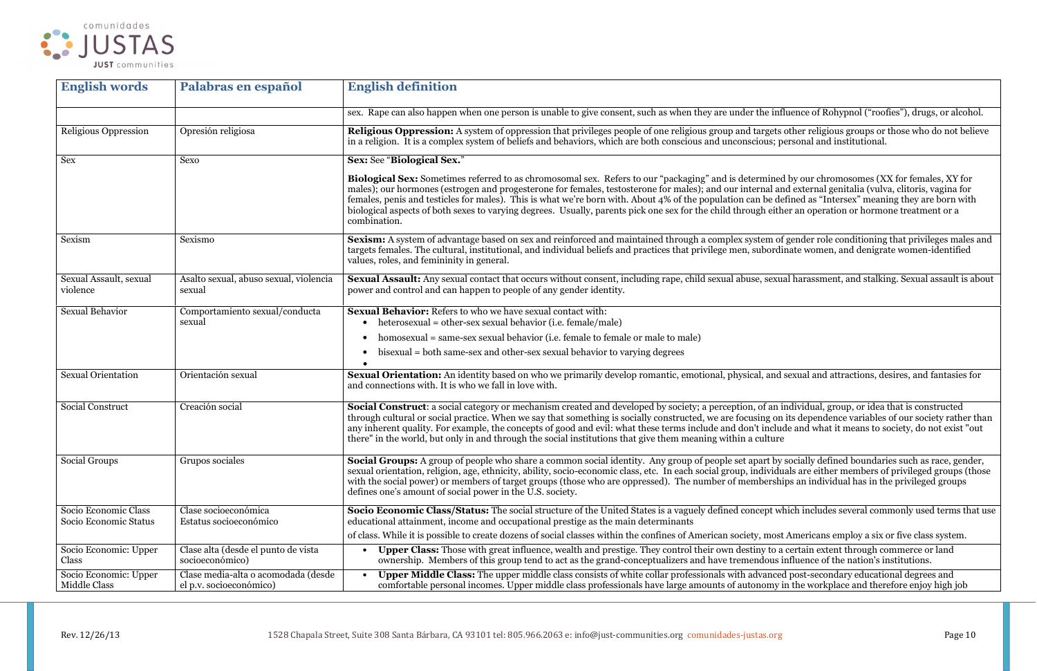| English words | Palabras en español | English definition |
|---|---|---|
| | | sex. Rape can also happen when one person is unable to give consent, such as when they are under the influence of Rohypnol ("roofies"), drugs, or alcohol. |
| Religious Oppression | Opresión religiosa | **Religious Oppression:** A system of oppression that privileges people of one religious group and targets other religious groups or those who do not believe in a religion. It is a complex system of beliefs and behaviors, which are both conscious and unconscious; personal and institutional. |
| Sex | Sexo | **Sex:** See "**Biological Sex.**"<br><br>**Biological Sex:** Sometimes referred to as chromosomal sex. Refers to our "packaging" and is determined by our chromosomes (XX for females, XY for males); our hormones (estrogen and progesterone for females, testosterone for males); and our internal and external genitalia (vulva, clitoris, vagina for females, penis and testicles for males). This is what we're born with. About 4% of the population can be defined as "Intersex" meaning they are born with biological aspects of both sexes to varying degrees. Usually, parents pick one sex for the child through either an operation or hormone treatment or a combination. |
| Sexism | Sexismo | **Sexism:** A system of advantage based on sex and reinforced and maintained through a complex system of gender role conditioning that privileges males and targets females. The cultural, institutional, and individual beliefs and practices that privilege men, subordinate women, and denigrate women-identified values, roles, and femininity in general. |
| Sexual Assault, sexual violence | Asalto sexual, abuso sexual, violencia sexual | **Sexual Assault:** Any sexual contact that occurs without consent, including rape, child sexual abuse, sexual harassment, and stalking. Sexual assault is about power and control and can happen to people of any gender identity. |
| Sexual Behavior | Comportamiento sexual/conducta sexual | **Sexual Behavior:** Refers to who we have sexual contact with:<br>• heterosexual = other-sex sexual behavior (i.e. female/male)<br>• homosexual = same-sex sexual behavior (i.e. female to female or male to male)<br>• bisexual = both same-sex and other-sex sexual behavior to varying degrees<br>• |
| Sexual Orientation | Orientación sexual | **Sexual Orientation:** An identity based on who we primarily develop romantic, emotional, physical, and sexual and attractions, desires, and fantasies for and connections with. It is who we fall in love with. |
| Social Construct | Creación social | **Social Construct**: a social category or mechanism created and developed by society; a perception, of an individual, group, or idea that is constructed through cultural or social practice. When we say that something is socially constructed, we are focusing on its dependence variables of our society rather than any inherent quality. For example, the concepts of good and evil: what these terms include and don't include and what it means to society, do not exist "out there" in the world, but only in and through the social institutions that give them meaning within a culture |
| Social Groups | Grupos sociales | **Social Groups:** A group of people who share a common social identity. Any group of people set apart by socially defined boundaries such as race, gender, sexual orientation, religion, age, ethnicity, ability, socio-economic class, etc. In each social group, individuals are either members of privileged groups (those with the social power) or members of target groups (those who are oppressed). The number of memberships an individual has in the privileged groups defines one's amount of social power in the U.S. society. |
| Socio Economic Class<br>Socio Economic Status | Clase socioeconómica<br>Estatus socioeconómico | **Socio Economic Class/Status:** The social structure of the United States is a vaguely defined concept which includes several commonly used terms that use educational attainment, income and occupational prestige as the main determinants<br><br>of class. While it is possible to create dozens of social classes within the confines of American society, most Americans employ a six or five class system. |
| Socio Economic: Upper Class | Clase alta (desde el punto de vista socioeconómico) | • **Upper Class:** Those with great influence, wealth and prestige. They control their own destiny to a certain extent through commerce or land ownership. Members of this group tend to act as the grand-conceptualizers and have tremendous influence of the nation's institutions. |
| Socio Economic: Upper Middle Class | Clase media-alta o acomodada (desde el p.v. socioeconómico) | • **Upper Middle Class:** The upper middle class consists of white collar professionals with advanced post-secondary educational degrees and comfortable personal incomes. Upper middle class professionals have large amounts of autonomy in the workplace and therefore enjoy high job |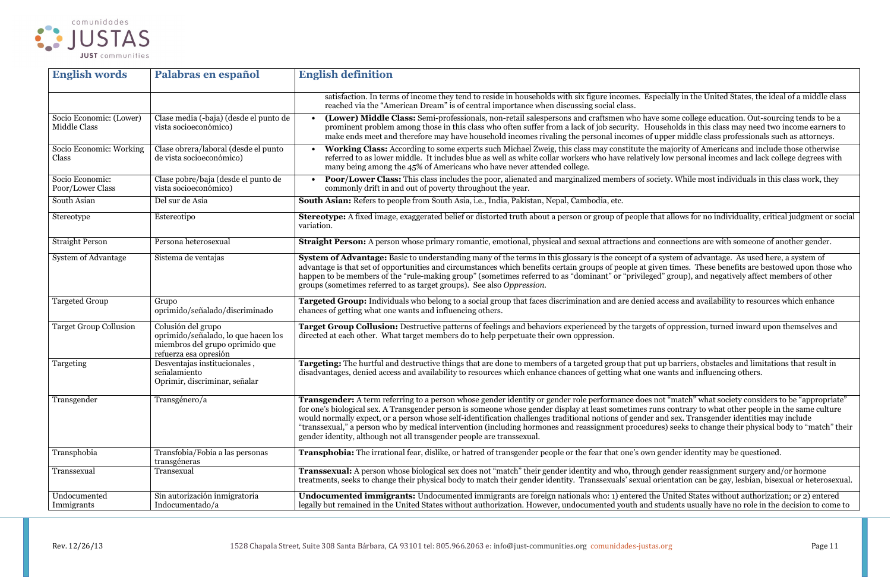| English words | Palabras en español | English definition |
|---|---|---|
| | | satisfaction. In terms of income they tend to reside in households with six figure incomes. Especially in the United States, the ideal of a middle class reached via the "American Dream" is of central importance when discussing social class. |
| Socio Economic: (Lower) Middle Class | Clase media (-baja) (desde el punto de vista socioeconómico) | • **(Lower) Middle Class:** Semi-professionals, non-retail salespersons and craftsmen who have some college education. Out-sourcing tends to be a prominent problem among those in this class who often suffer from a lack of job security. Households in this class may need two income earners to make ends meet and therefore may have household incomes rivaling the personal incomes of upper middle class professionals such as attorneys. |
| Socio Economic: Working Class | Clase obrera/laboral (desde el punto de vista socioeconómico) | • **Working Class:** According to some experts such Michael Zweig, this class may constitute the majority of Americans and include those otherwise referred to as lower middle. It includes blue as well as white collar workers who have relatively low personal incomes and lack college degrees with many being among the 45% of Americans who have never attended college. |
| Socio Economic: Poor/Lower Class | Clase pobre/baja (desde el punto de vista socioeconómico) | • **Poor/Lower Class:** This class includes the poor, alienated and marginalized members of society. While most individuals in this class work, they commonly drift in and out of poverty throughout the year. |
| South Asian | Del sur de Asia | **South Asian:** Refers to people from South Asia, i.e., India, Pakistan, Nepal, Cambodia, etc. |
| Stereotype | Estereotipo | **Stereotype:** A fixed image, exaggerated belief or distorted truth about a person or group of people that allows for no individuality, critical judgment or social variation. |
| Straight Person | Persona heterosexual | **Straight Person:** A person whose primary romantic, emotional, physical and sexual attractions and connections are with someone of another gender. |
| System of Advantage | Sistema de ventajas | **System of Advantage:** Basic to understanding many of the terms in this glossary is the concept of a system of advantage. As used here, a system of advantage is that set of opportunities and circumstances which benefits certain groups of people at given times. These benefits are bestowed upon those who happen to be members of the "rule-making group" (sometimes referred to as "dominant" or "privileged" group), and negatively affect members of other groups (sometimes referred to as target groups). See also *Oppression.* |
| Targeted Group | Grupo oprimido/señalado/discriminado | **Targeted Group:** Individuals who belong to a social group that faces discrimination and are denied access and availability to resources which enhance chances of getting what one wants and influencing others. |
| Target Group Collusion | Colusión del grupo oprimido/señalado, lo que hacen los miembros del grupo oprimido que refuerza esa opresión | **Target Group Collusion:** Destructive patterns of feelings and behaviors experienced by the targets of oppression, turned inward upon themselves and directed at each other. What target members do to help perpetuate their own oppression. |
| Targeting | Desventajas institucionales, señalamiento<br>Oprimir, discriminar, señalar | **Targeting:** The hurtful and destructive things that are done to members of a targeted group that put up barriers, obstacles and limitations that result in disadvantages, denied access and availability to resources which enhance chances of getting what one wants and influencing others. |
| Transgender | Transgénero/a | **Transgender:** A term referring to a person whose gender identity or gender role performance does not "match" what society considers to be "appropriate" for one's biological sex. A Transgender person is someone whose gender display at least sometimes runs contrary to what other people in the same culture would normally expect, or a person whose self-identification challenges traditional notions of gender and sex. Transgender identities may include "transsexual," a person who by medical intervention (including hormones and reassignment procedures) seeks to change their physical body to "match" their gender identity, although not all transgender people are transsexual. |
| Transphobia | Transfobia/Fobia a las personas transgéneras | **Transphobia:** The irrational fear, dislike, or hatred of transgender people or the fear that one's own gender identity may be questioned. |
| Transsexual | Transexual | **Transsexual:** A person whose biological sex does not "match" their gender identity and who, through gender reassignment surgery and/or hormone treatments, seeks to change their physical body to match their gender identity. Transsexuals' sexual orientation can be gay, lesbian, bisexual or heterosexual. |
| Undocumented Immigrants | Sin autorización inmigratoria<br>Indocumentado/a | **Undocumented immigrants:** Undocumented immigrants are foreign nationals who: 1) entered the United States without authorization; or 2) entered legally but remained in the United States without authorization. However, undocumented youth and students usually have no role in the decision to come to |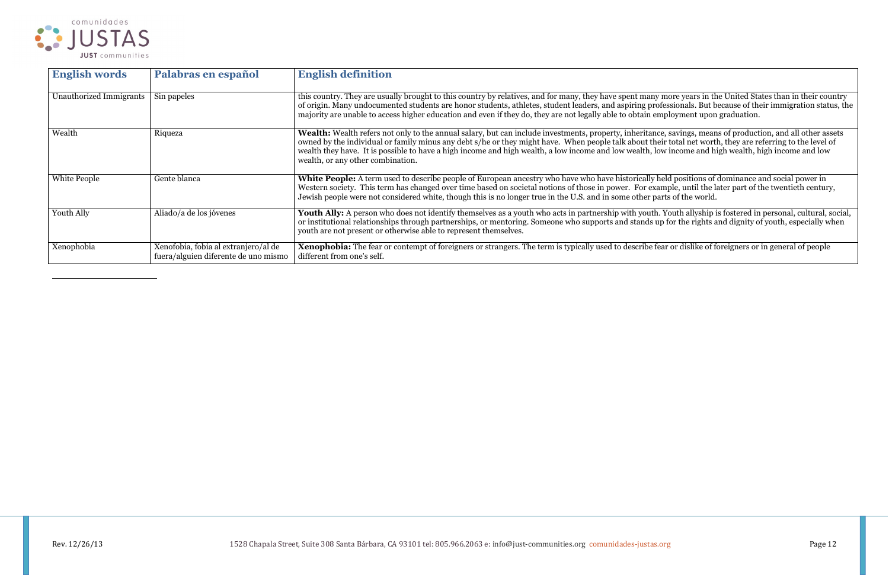| English words | Palabras en español | English definition |
|---|---|---|
| Unauthorized Immigrants | Sin papeles | this country. They are usually brought to this country by relatives, and for many, they have spent many more years in the United States than in their country of origin. Many undocumented students are honor students, athletes, student leaders, and aspiring professionals. But because of their immigration status, the majority are unable to access higher education and even if they do, they are not legally able to obtain employment upon graduation. |
| Wealth | Riqueza | **Wealth:** Wealth refers not only to the annual salary, but can include investments, property, inheritance, savings, means of production, and all other assets owned by the individual or family minus any debt s/he or they might have. When people talk about their total net worth, they are referring to the level of wealth they have. It is possible to have a high income and high wealth, a low income and low wealth, low income and high wealth, high income and low wealth, or any other combination. |
| White People | Gente blanca | **White People:** A term used to describe people of European ancestry who have who have historically held positions of dominance and social power in Western society. This term has changed over time based on societal notions of those in power. For example, until the later part of the twentieth century, Jewish people were not considered white, though this is no longer true in the U.S. and in some other parts of the world. |
| Youth Ally | Aliado/a de los jóvenes | **Youth Ally:** A person who does not identify themselves as a youth who acts in partnership with youth. Youth allyship is fostered in personal, cultural, social, or institutional relationships through partnerships, or mentoring. Someone who supports and stands up for the rights and dignity of youth, especially when youth are not present or otherwise able to represent themselves. |
| Xenophobia | Xenofobia, fobia al extranjero/al de fuera/alguien diferente de uno mismo | **Xenophobia:** The fear or contempt of foreigners or strangers. The term is typically used to describe fear or dislike of foreigners or in general of people different from one's self. |